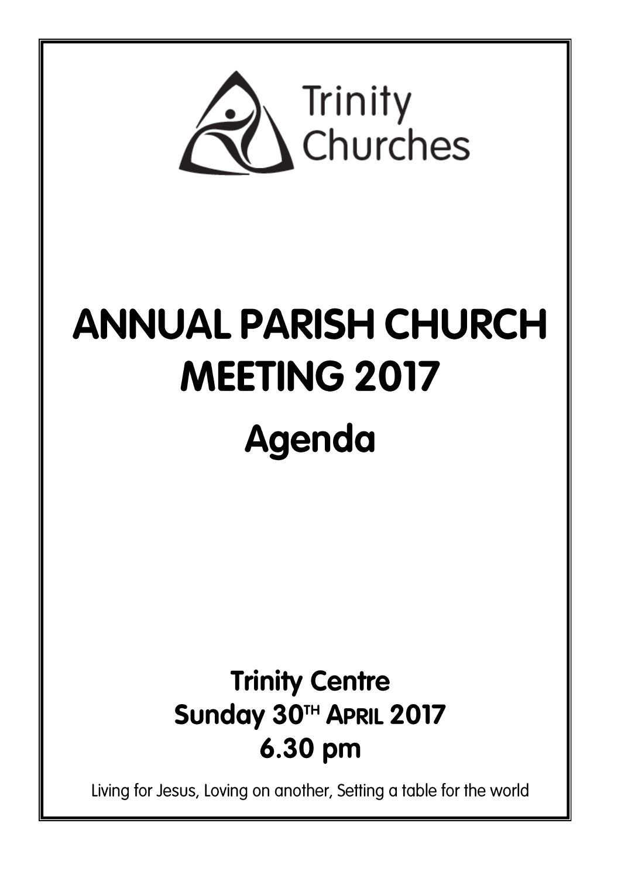Trinity Churches

# ANNUAL PARISH CHURCH MEETING 2017

## Agenda

**Trinity Centre**

**Sunday 30TH APRIL 2017**

**6.30 pm**

Living for Jesus, Loving on another, Setting a table for the world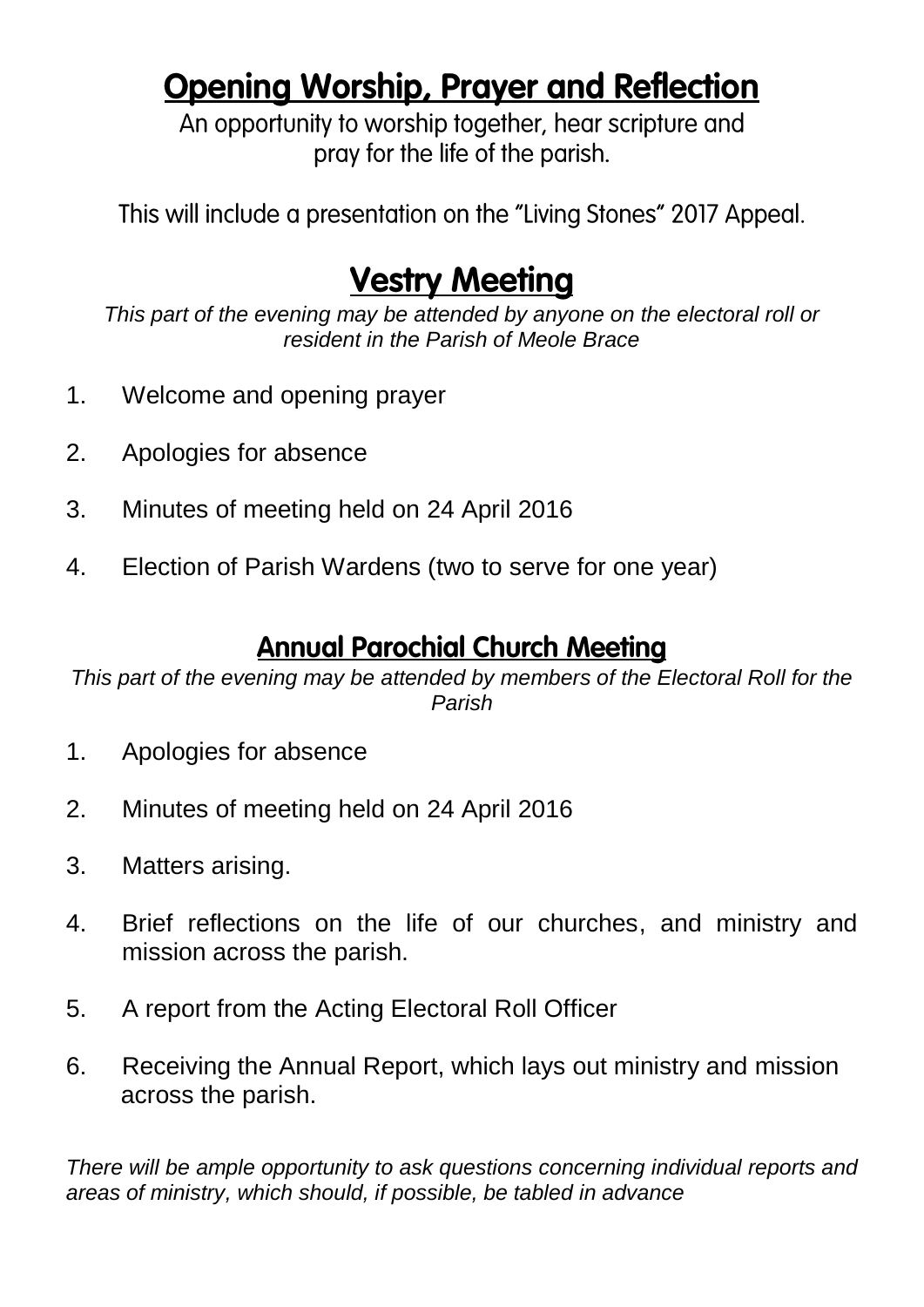## Opening Worship, Prayer and Reflection

An opportunity to worship together, hear scripture and pray for the life of the parish.

This will include a presentation on the "Living Stones" 2017 Appeal.

## Vestry Meeting

*This part of the evening may be attended by anyone on the electoral roll or resident in the Parish of Meole Brace*

1. Welcome and opening prayer
2. Apologies for absence
3. Minutes of meeting held on 24 April 2016
4. Election of Parish Wardens (two to serve for one year)

### Annual Parochial Church Meeting

*This part of the evening may be attended by members of the Electoral Roll for the Parish*

1. Apologies for absence
2. Minutes of meeting held on 24 April 2016
3. Matters arising.
4. Brief reflections on the life of our churches, and ministry and mission across the parish.
5. A report from the Acting Electoral Roll Officer
6. Receiving the Annual Report, which lays out ministry and mission across the parish.

*There will be ample opportunity to ask questions concerning individual reports and areas of ministry, which should, if possible, be tabled in advance*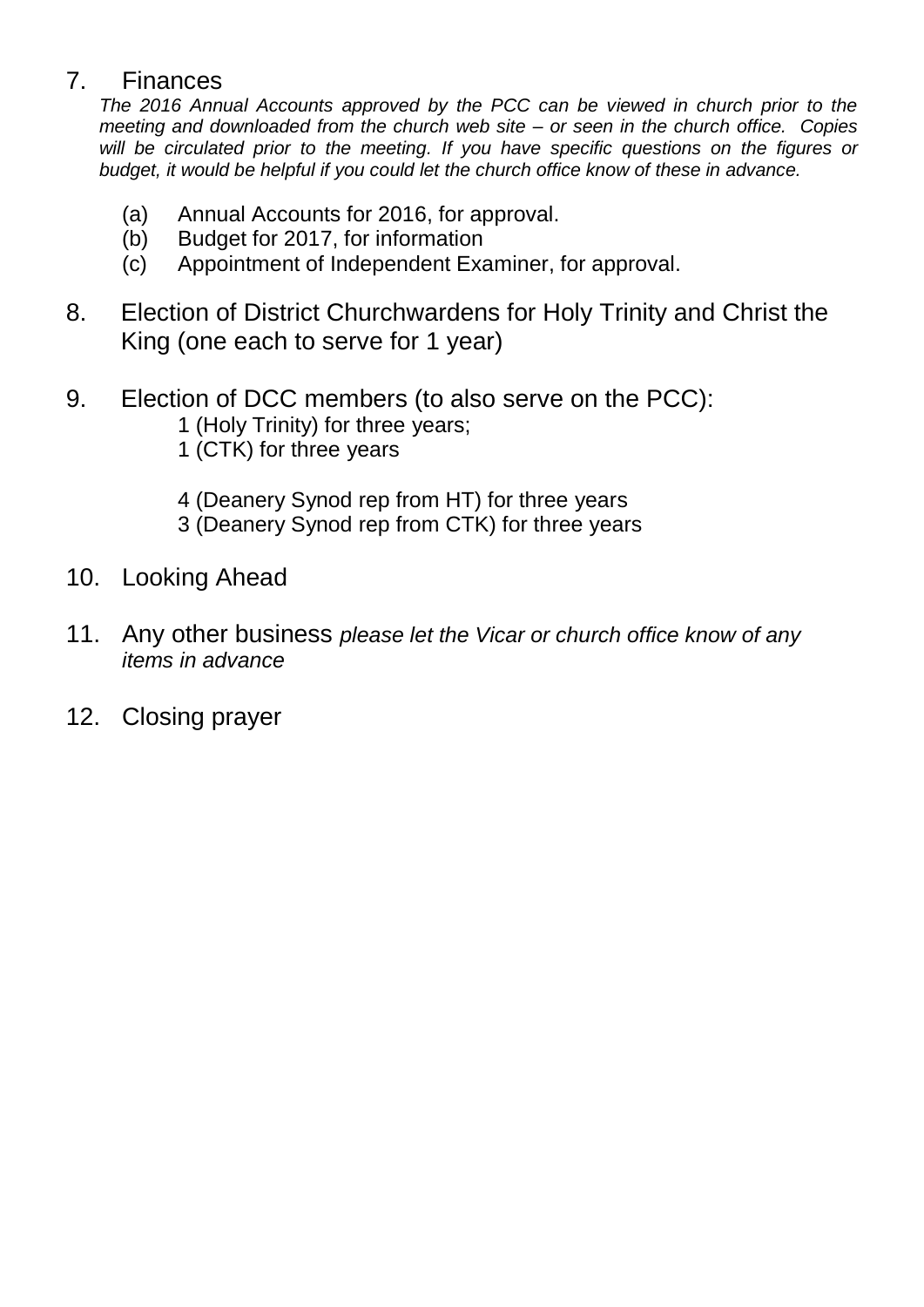7. Finances

*The 2016 Annual Accounts approved by the PCC can be viewed in church prior to the meeting and downloaded from the church web site – or seen in the church office. Copies will be circulated prior to the meeting. If you have specific questions on the figures or budget, it would be helpful if you could let the church office know of these in advance.*

   (a) Annual Accounts for 2016, for approval.
   (b) Budget for 2017, for information
   (c) Appointment of Independent Examiner, for approval.

8. Election of District Churchwardens for Holy Trinity and Christ the King (one each to serve for 1 year)

9. Election of DCC members (to also serve on the PCC):

   1 (Holy Trinity) for three years;
   1 (CTK) for three years

   4 (Deanery Synod rep from HT) for three years
   3 (Deanery Synod rep from CTK) for three years

10. Looking Ahead

11. Any other business *please let the Vicar or church office know of any items in advance*

12. Closing prayer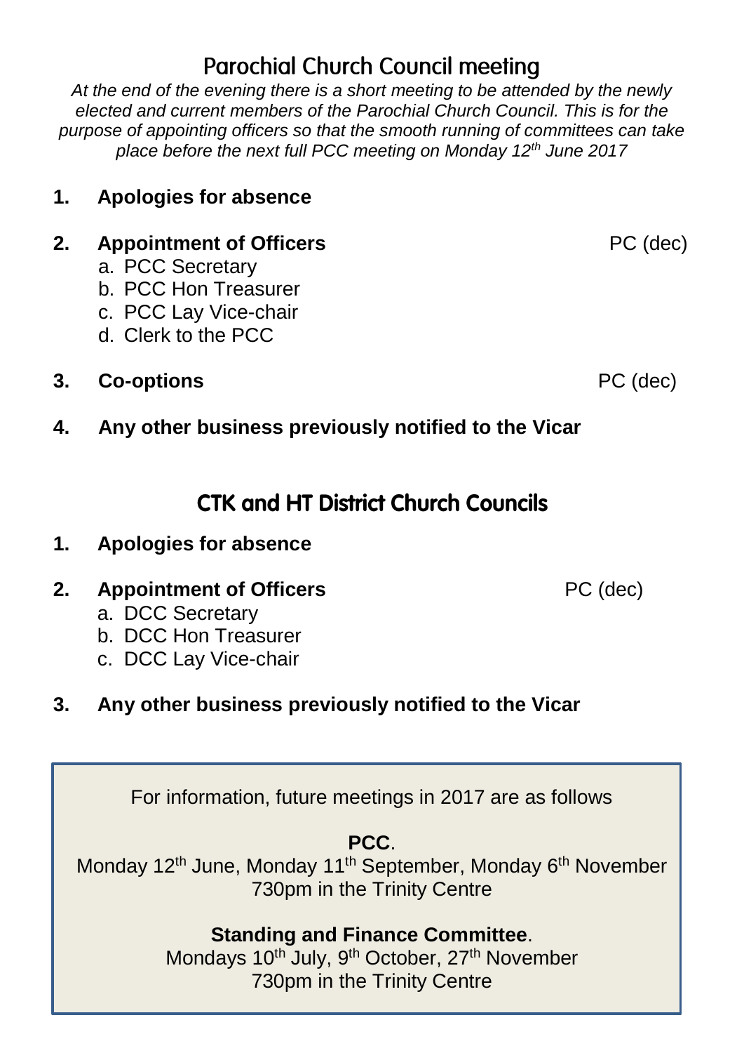# Parochial Church Council meeting

*At the end of the evening there is a short meeting to be attended by the newly elected and current members of the Parochial Church Council. This is for the purpose of appointing officers so that the smooth running of committees can take place before the next full PCC meeting on Monday 12th June 2017*

1. **Apologies for absence**

2. **Appointment of Officers** PC (dec)
   a. PCC Secretary
   b. PCC Hon Treasurer
   c. PCC Lay Vice-chair
   d. Clerk to the PCC

3. **Co-options** PC (dec)

4. **Any other business previously notified to the Vicar**

# CTK and HT District Church Councils

1. **Apologies for absence**

2. **Appointment of Officers** PC (dec)
   a. DCC Secretary
   b. DCC Hon Treasurer
   c. DCC Lay Vice-chair

3. **Any other business previously notified to the Vicar**

For information, future meetings in 2017 are as follows

**PCC**.
Monday 12th June, Monday 11th September, Monday 6th November
730pm in the Trinity Centre

**Standing and Finance Committee**.
Mondays 10th July, 9th October, 27th November
730pm in the Trinity Centre